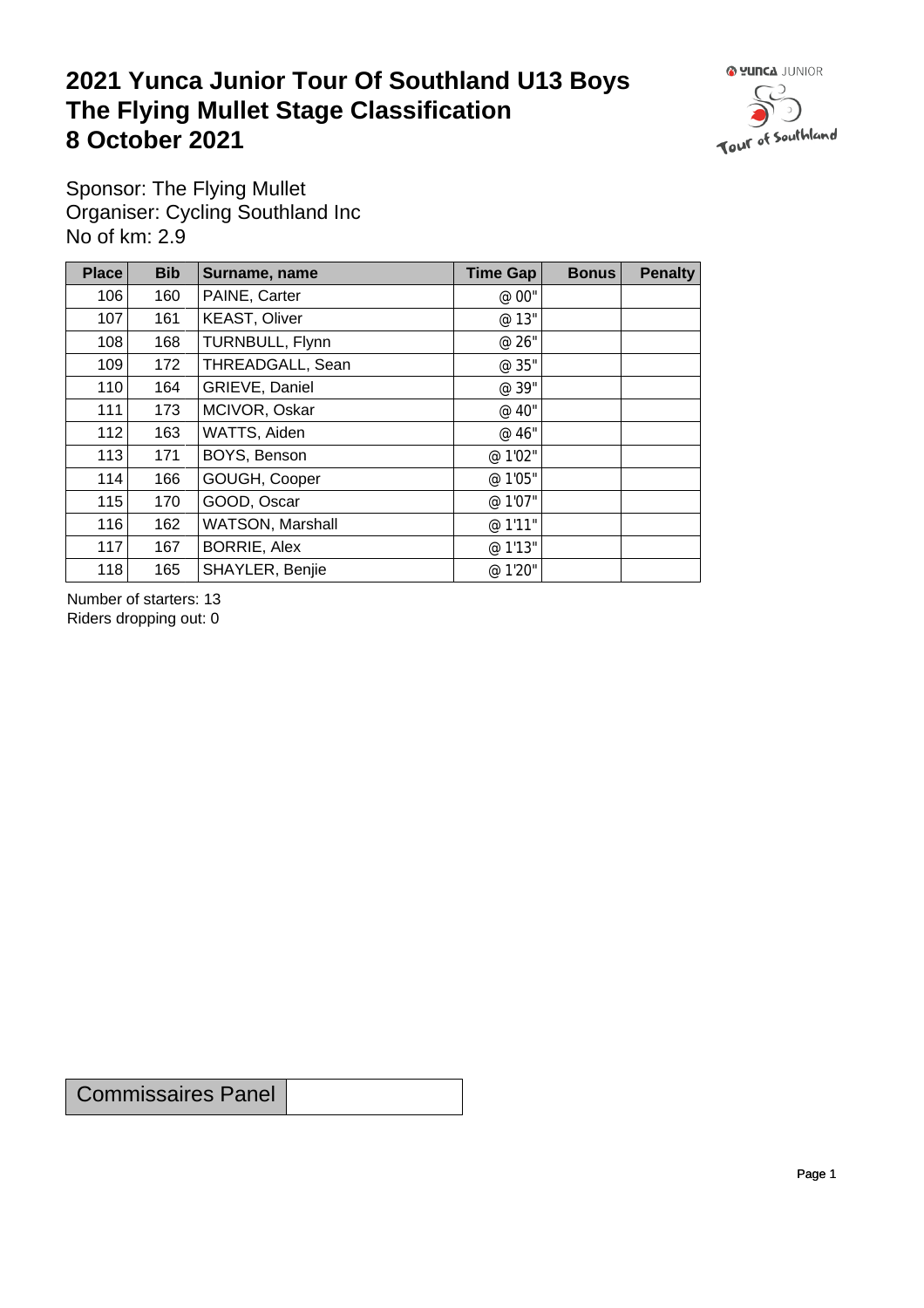# 2021 Yunca Junior Tour Of Southland U13 Boys
# The Flying Mullet Stage Classification
# 8 October 2021

Sponsor: The Flying Mullet
Organiser: Cycling Southland Inc
No of km: 2.9

| Place | Bib | Surname, name | Time Gap | Bonus | Penalty |
|---|---|---|---|---|---|
| 106 | 160 | PAINE, Carter | @ 00" | | |
| 107 | 161 | KEAST, Oliver | @ 13" | | |
| 108 | 168 | TURNBULL, Flynn | @ 26" | | |
| 109 | 172 | THREADGALL, Sean | @ 35" | | |
| 110 | 164 | GRIEVE, Daniel | @ 39" | | |
| 111 | 173 | MCIVOR, Oskar | @ 40" | | |
| 112 | 163 | WATTS, Aiden | @ 46" | | |
| 113 | 171 | BOYS, Benson | @ 1'02" | | |
| 114 | 166 | GOUGH, Cooper | @ 1'05" | | |
| 115 | 170 | GOOD, Oscar | @ 1'07" | | |
| 116 | 162 | WATSON, Marshall | @ 1'11" | | |
| 117 | 167 | BORRIE, Alex | @ 1'13" | | |
| 118 | 165 | SHAYLER, Benjie | @ 1'20" | | |

Number of starters: 13
Riders dropping out: 0

| Commissaires Panel | |
|---|---|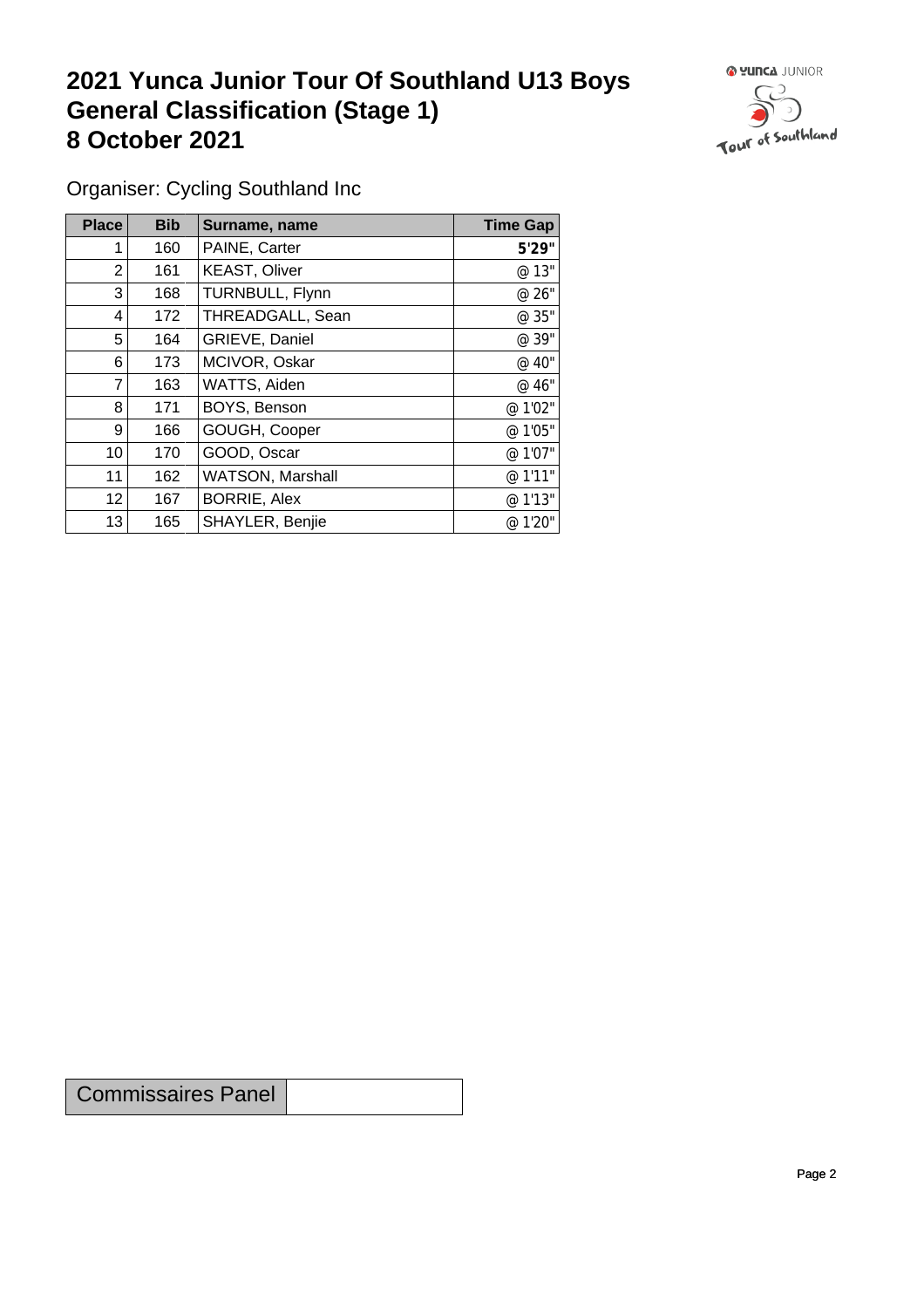# 2021 Yunca Junior Tour Of Southland U13 Boys General Classification (Stage 1) 8 October 2021

Organiser: Cycling Southland Inc

| Place | Bib | Surname, name | Time Gap |
|---|---|---|---|
| 1 | 160 | PAINE, Carter | **5'29"** |
| 2 | 161 | KEAST, Oliver | @ 13" |
| 3 | 168 | TURNBULL, Flynn | @ 26" |
| 4 | 172 | THREADGALL, Sean | @ 35" |
| 5 | 164 | GRIEVE, Daniel | @ 39" |
| 6 | 173 | MCIVOR, Oskar | @ 40" |
| 7 | 163 | WATTS, Aiden | @ 46" |
| 8 | 171 | BOYS, Benson | @ 1'02" |
| 9 | 166 | GOUGH, Cooper | @ 1'05" |
| 10 | 170 | GOOD, Oscar | @ 1'07" |
| 11 | 162 | WATSON, Marshall | @ 1'11" |
| 12 | 167 | BORRIE, Alex | @ 1'13" |
| 13 | 165 | SHAYLER, Benjie | @ 1'20" |

| Commissaires Panel | |
|---|---|